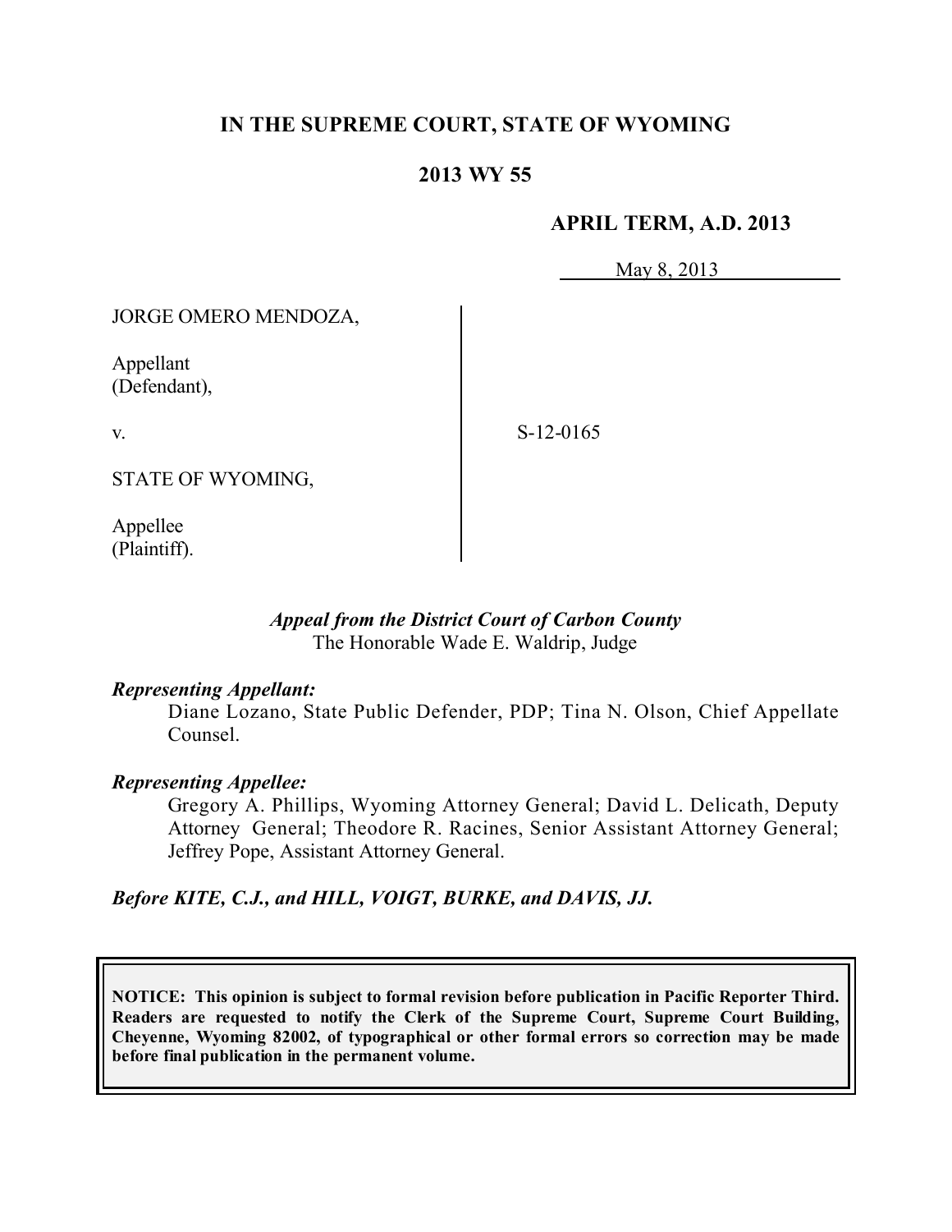# IN THE SUPREME COURT, STATE OF WYOMING

## 2013 WY 55

**APRIL TERM, A.D. 2013**

May 8, 2013

JORGE OMERO MENDOZA,

Appellant
(Defendant),

v.

STATE OF WYOMING,

Appellee
(Plaintiff).

S-12-0165

*Appeal from the District Court of Carbon County*
The Honorable Wade E. Waldrip, Judge

***Representing Appellant:***

Diane Lozano, State Public Defender, PDP; Tina N. Olson, Chief Appellate Counsel.

***Representing Appellee:***

Gregory A. Phillips, Wyoming Attorney General; David L. Delicath, Deputy Attorney General; Theodore R. Racines, Senior Assistant Attorney General; Jeffrey Pope, Assistant Attorney General.

***Before KITE, C.J., and HILL, VOIGT, BURKE, and DAVIS, JJ.***

**NOTICE: This opinion is subject to formal revision before publication in Pacific Reporter Third. Readers are requested to notify the Clerk of the Supreme Court, Supreme Court Building, Cheyenne, Wyoming 82002, of typographical or other formal errors so correction may be made before final publication in the permanent volume.**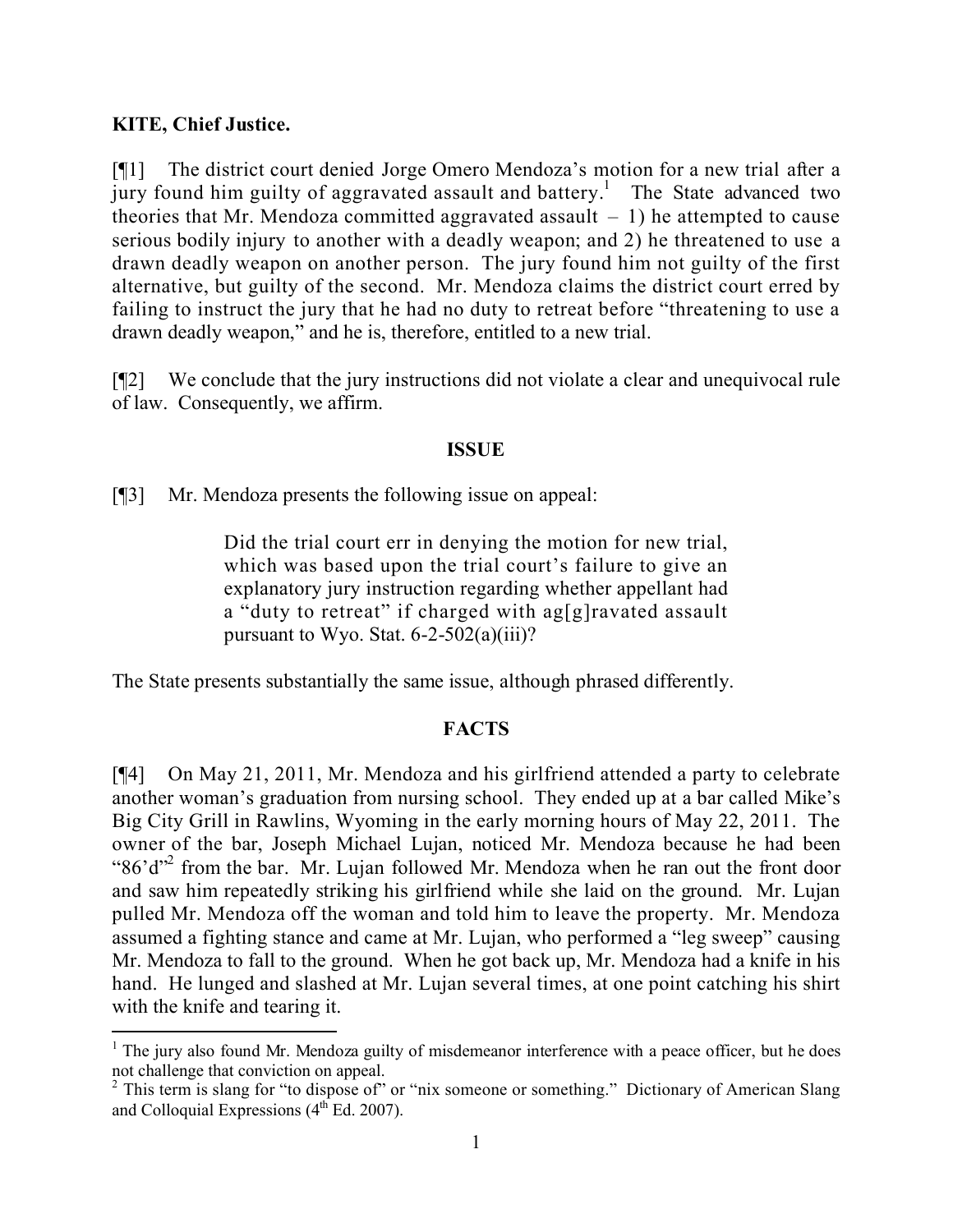**KITE, Chief Justice.**

[¶1] The district court denied Jorge Omero Mendoza's motion for a new trial after a jury found him guilty of aggravated assault and battery.[1] The State advanced two theories that Mr. Mendoza committed aggravated assault – 1) he attempted to cause serious bodily injury to another with a deadly weapon; and 2) he threatened to use a drawn deadly weapon on another person. The jury found him not guilty of the first alternative, but guilty of the second. Mr. Mendoza claims the district court erred by failing to instruct the jury that he had no duty to retreat before "threatening to use a drawn deadly weapon," and he is, therefore, entitled to a new trial.

[¶2] We conclude that the jury instructions did not violate a clear and unequivocal rule of law. Consequently, we affirm.

## ISSUE

[¶3] Mr. Mendoza presents the following issue on appeal:

> Did the trial court err in denying the motion for new trial, which was based upon the trial court's failure to give an explanatory jury instruction regarding whether appellant had a "duty to retreat" if charged with ag[g]ravated assault pursuant to Wyo. Stat. 6-2-502(a)(iii)?

The State presents substantially the same issue, although phrased differently.

## FACTS

[¶4] On May 21, 2011, Mr. Mendoza and his girlfriend attended a party to celebrate another woman's graduation from nursing school. They ended up at a bar called Mike's Big City Grill in Rawlins, Wyoming in the early morning hours of May 22, 2011. The owner of the bar, Joseph Michael Lujan, noticed Mr. Mendoza because he had been "86'd"[2] from the bar. Mr. Lujan followed Mr. Mendoza when he ran out the front door and saw him repeatedly striking his girlfriend while she laid on the ground. Mr. Lujan pulled Mr. Mendoza off the woman and told him to leave the property. Mr. Mendoza assumed a fighting stance and came at Mr. Lujan, who performed a "leg sweep" causing Mr. Mendoza to fall to the ground. When he got back up, Mr. Mendoza had a knife in his hand. He lunged and slashed at Mr. Lujan several times, at one point catching his shirt with the knife and tearing it.

---

[1] The jury also found Mr. Mendoza guilty of misdemeanor interference with a peace officer, but he does not challenge that conviction on appeal.

[2] This term is slang for "to dispose of" or "nix someone or something." Dictionary of American Slang and Colloquial Expressions (4th Ed. 2007).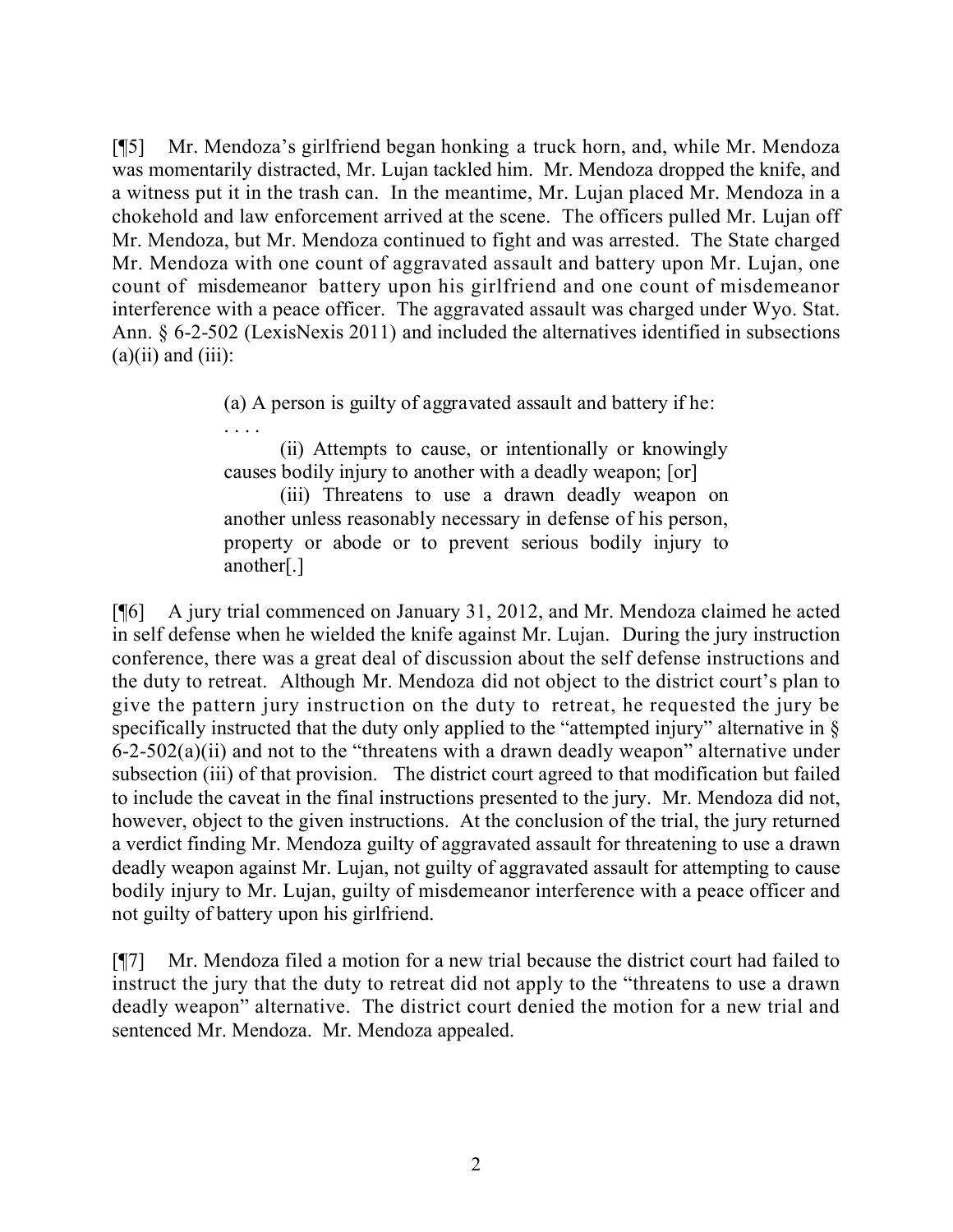[¶5] Mr. Mendoza's girlfriend began honking a truck horn, and, while Mr. Mendoza was momentarily distracted, Mr. Lujan tackled him. Mr. Mendoza dropped the knife, and a witness put it in the trash can. In the meantime, Mr. Lujan placed Mr. Mendoza in a chokehold and law enforcement arrived at the scene. The officers pulled Mr. Lujan off Mr. Mendoza, but Mr. Mendoza continued to fight and was arrested. The State charged Mr. Mendoza with one count of aggravated assault and battery upon Mr. Lujan, one count of misdemeanor battery upon his girlfriend and one count of misdemeanor interference with a peace officer. The aggravated assault was charged under Wyo. Stat. Ann. § 6-2-502 (LexisNexis 2011) and included the alternatives identified in subsections (a)(ii) and (iii):

> (a) A person is guilty of aggravated assault and battery if he:
>
> . . . .
>
> (ii) Attempts to cause, or intentionally or knowingly causes bodily injury to another with a deadly weapon; [or]
>
> (iii) Threatens to use a drawn deadly weapon on another unless reasonably necessary in defense of his person, property or abode or to prevent serious bodily injury to another[.]

[¶6] A jury trial commenced on January 31, 2012, and Mr. Mendoza claimed he acted in self defense when he wielded the knife against Mr. Lujan. During the jury instruction conference, there was a great deal of discussion about the self defense instructions and the duty to retreat. Although Mr. Mendoza did not object to the district court's plan to give the pattern jury instruction on the duty to retreat, he requested the jury be specifically instructed that the duty only applied to the "attempted injury" alternative in § 6-2-502(a)(ii) and not to the "threatens with a drawn deadly weapon" alternative under subsection (iii) of that provision. The district court agreed to that modification but failed to include the caveat in the final instructions presented to the jury. Mr. Mendoza did not, however, object to the given instructions. At the conclusion of the trial, the jury returned a verdict finding Mr. Mendoza guilty of aggravated assault for threatening to use a drawn deadly weapon against Mr. Lujan, not guilty of aggravated assault for attempting to cause bodily injury to Mr. Lujan, guilty of misdemeanor interference with a peace officer and not guilty of battery upon his girlfriend.

[¶7] Mr. Mendoza filed a motion for a new trial because the district court had failed to instruct the jury that the duty to retreat did not apply to the "threatens to use a drawn deadly weapon" alternative. The district court denied the motion for a new trial and sentenced Mr. Mendoza. Mr. Mendoza appealed.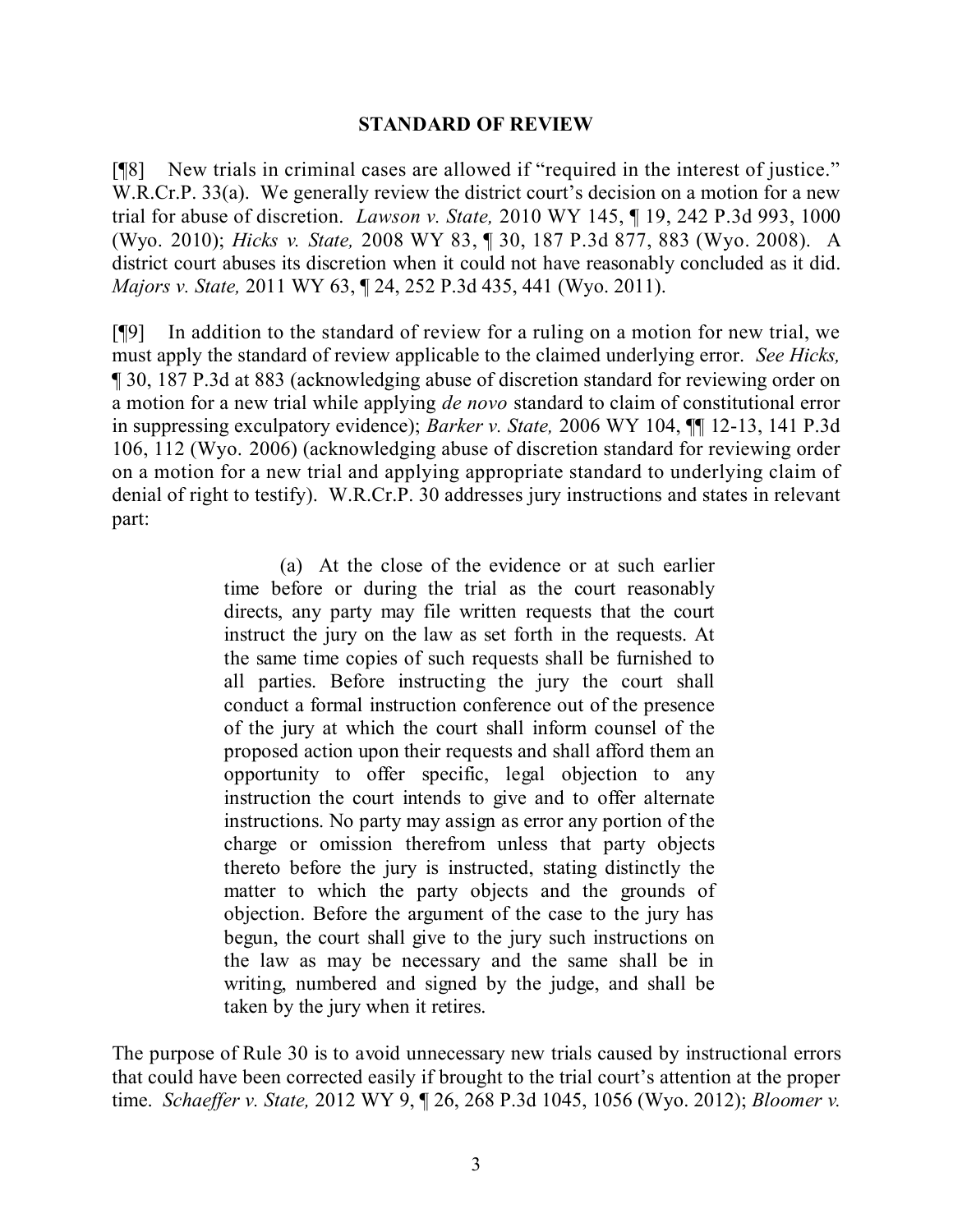## STANDARD OF REVIEW

[¶8] New trials in criminal cases are allowed if "required in the interest of justice." W.R.Cr.P. 33(a). We generally review the district court's decision on a motion for a new trial for abuse of discretion. *Lawson v. State,* 2010 WY 145, ¶ 19, 242 P.3d 993, 1000 (Wyo. 2010); *Hicks v. State,* 2008 WY 83, ¶ 30, 187 P.3d 877, 883 (Wyo. 2008). A district court abuses its discretion when it could not have reasonably concluded as it did. *Majors v. State,* 2011 WY 63, ¶ 24, 252 P.3d 435, 441 (Wyo. 2011).

[¶9] In addition to the standard of review for a ruling on a motion for new trial, we must apply the standard of review applicable to the claimed underlying error. *See Hicks,* ¶ 30, 187 P.3d at 883 (acknowledging abuse of discretion standard for reviewing order on a motion for a new trial while applying *de novo* standard to claim of constitutional error in suppressing exculpatory evidence); *Barker v. State,* 2006 WY 104, ¶¶ 12-13, 141 P.3d 106, 112 (Wyo. 2006) (acknowledging abuse of discretion standard for reviewing order on a motion for a new trial and applying appropriate standard to underlying claim of denial of right to testify). W.R.Cr.P. 30 addresses jury instructions and states in relevant part:

> (a) At the close of the evidence or at such earlier time before or during the trial as the court reasonably directs, any party may file written requests that the court instruct the jury on the law as set forth in the requests. At the same time copies of such requests shall be furnished to all parties. Before instructing the jury the court shall conduct a formal instruction conference out of the presence of the jury at which the court shall inform counsel of the proposed action upon their requests and shall afford them an opportunity to offer specific, legal objection to any instruction the court intends to give and to offer alternate instructions. No party may assign as error any portion of the charge or omission therefrom unless that party objects thereto before the jury is instructed, stating distinctly the matter to which the party objects and the grounds of objection. Before the argument of the case to the jury has begun, the court shall give to the jury such instructions on the law as may be necessary and the same shall be in writing, numbered and signed by the judge, and shall be taken by the jury when it retires.

The purpose of Rule 30 is to avoid unnecessary new trials caused by instructional errors that could have been corrected easily if brought to the trial court's attention at the proper time. *Schaeffer v. State,* 2012 WY 9, ¶ 26, 268 P.3d 1045, 1056 (Wyo. 2012); *Bloomer v.*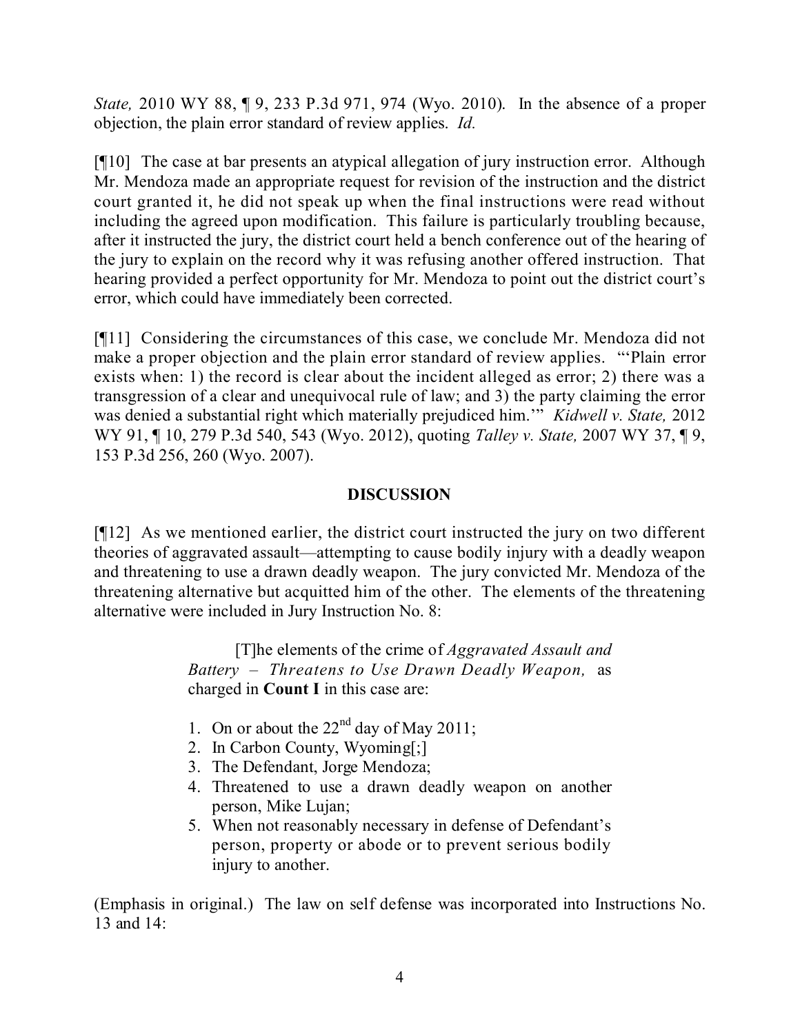*State,* 2010 WY 88, ¶ 9, 233 P.3d 971, 974 (Wyo. 2010). In the absence of a proper objection, the plain error standard of review applies. *Id.*

[¶10] The case at bar presents an atypical allegation of jury instruction error. Although Mr. Mendoza made an appropriate request for revision of the instruction and the district court granted it, he did not speak up when the final instructions were read without including the agreed upon modification. This failure is particularly troubling because, after it instructed the jury, the district court held a bench conference out of the hearing of the jury to explain on the record why it was refusing another offered instruction. That hearing provided a perfect opportunity for Mr. Mendoza to point out the district court's error, which could have immediately been corrected.

[¶11] Considering the circumstances of this case, we conclude Mr. Mendoza did not make a proper objection and the plain error standard of review applies. "'Plain error exists when: 1) the record is clear about the incident alleged as error; 2) there was a transgression of a clear and unequivocal rule of law; and 3) the party claiming the error was denied a substantial right which materially prejudiced him.'" *Kidwell v. State,* 2012 WY 91, ¶ 10, 279 P.3d 540, 543 (Wyo. 2012), quoting *Talley v. State,* 2007 WY 37, ¶ 9, 153 P.3d 256, 260 (Wyo. 2007).

## DISCUSSION

[¶12] As we mentioned earlier, the district court instructed the jury on two different theories of aggravated assault—attempting to cause bodily injury with a deadly weapon and threatening to use a drawn deadly weapon. The jury convicted Mr. Mendoza of the threatening alternative but acquitted him of the other. The elements of the threatening alternative were included in Jury Instruction No. 8:

> [T]he elements of the crime of *Aggravated Assault and Battery – Threatens to Use Drawn Deadly Weapon,* as charged in **Count I** in this case are:
>
> 1. On or about the 22nd day of May 2011;
> 2. In Carbon County, Wyoming[;]
> 3. The Defendant, Jorge Mendoza;
> 4. Threatened to use a drawn deadly weapon on another person, Mike Lujan;
> 5. When not reasonably necessary in defense of Defendant's person, property or abode or to prevent serious bodily injury to another.

(Emphasis in original.) The law on self defense was incorporated into Instructions No. 13 and 14: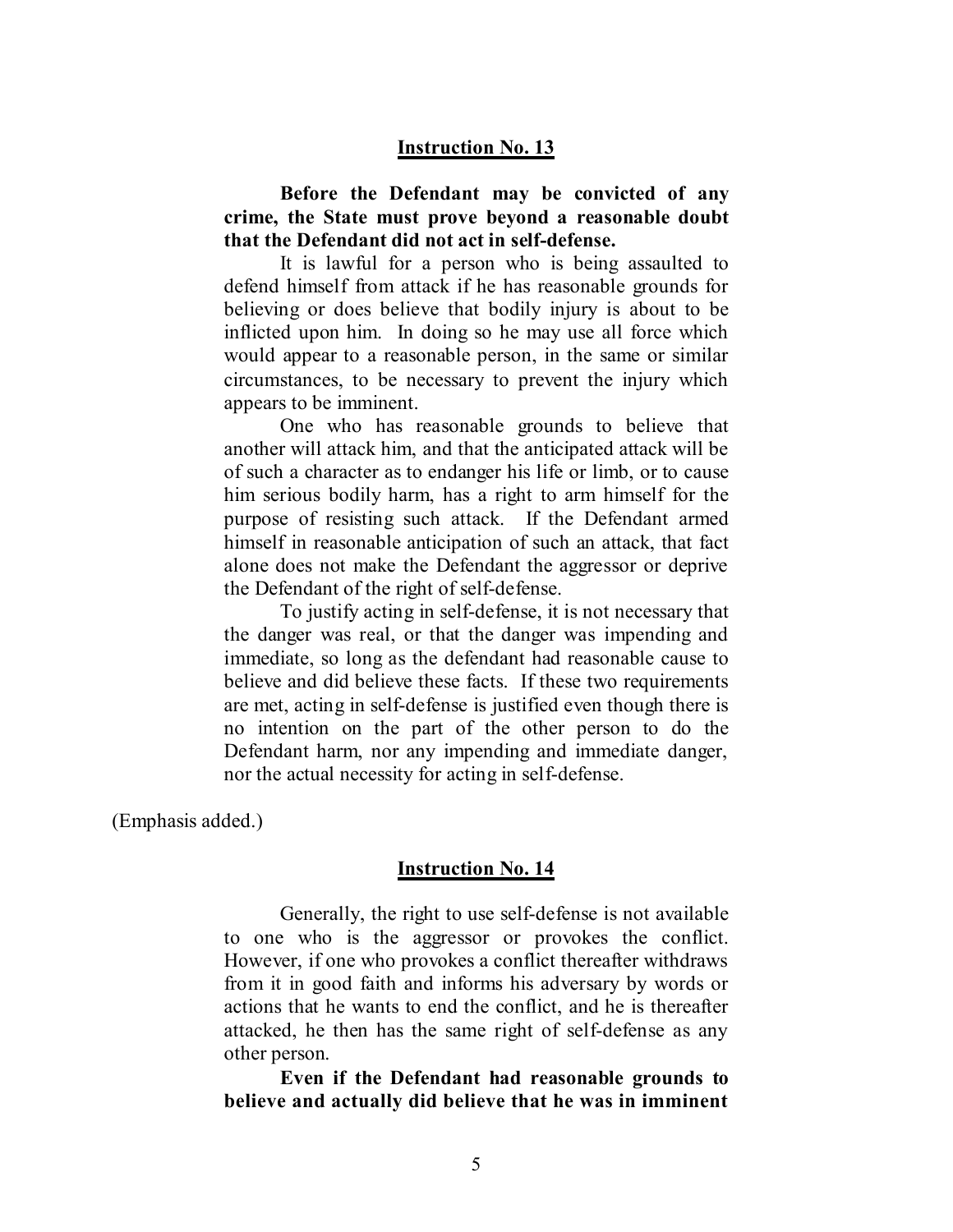**Instruction No. 13**

> **Before the Defendant may be convicted of any crime, the State must prove beyond a reasonable doubt that the Defendant did not act in self-defense.**
>
> It is lawful for a person who is being assaulted to defend himself from attack if he has reasonable grounds for believing or does believe that bodily injury is about to be inflicted upon him. In doing so he may use all force which would appear to a reasonable person, in the same or similar circumstances, to be necessary to prevent the injury which appears to be imminent.
>
> One who has reasonable grounds to believe that another will attack him, and that the anticipated attack will be of such a character as to endanger his life or limb, or to cause him serious bodily harm, has a right to arm himself for the purpose of resisting such attack. If the Defendant armed himself in reasonable anticipation of such an attack, that fact alone does not make the Defendant the aggressor or deprive the Defendant of the right of self-defense.
>
> To justify acting in self-defense, it is not necessary that the danger was real, or that the danger was impending and immediate, so long as the defendant had reasonable cause to believe and did believe these facts. If these two requirements are met, acting in self-defense is justified even though there is no intention on the part of the other person to do the Defendant harm, nor any impending and immediate danger, nor the actual necessity for acting in self-defense.

(Emphasis added.)

**Instruction No. 14**

> Generally, the right to use self-defense is not available to one who is the aggressor or provokes the conflict. However, if one who provokes a conflict thereafter withdraws from it in good faith and informs his adversary by words or actions that he wants to end the conflict, and he is thereafter attacked, he then has the same right of self-defense as any other person.
>
> **Even if the Defendant had reasonable grounds to believe and actually did believe that he was in imminent**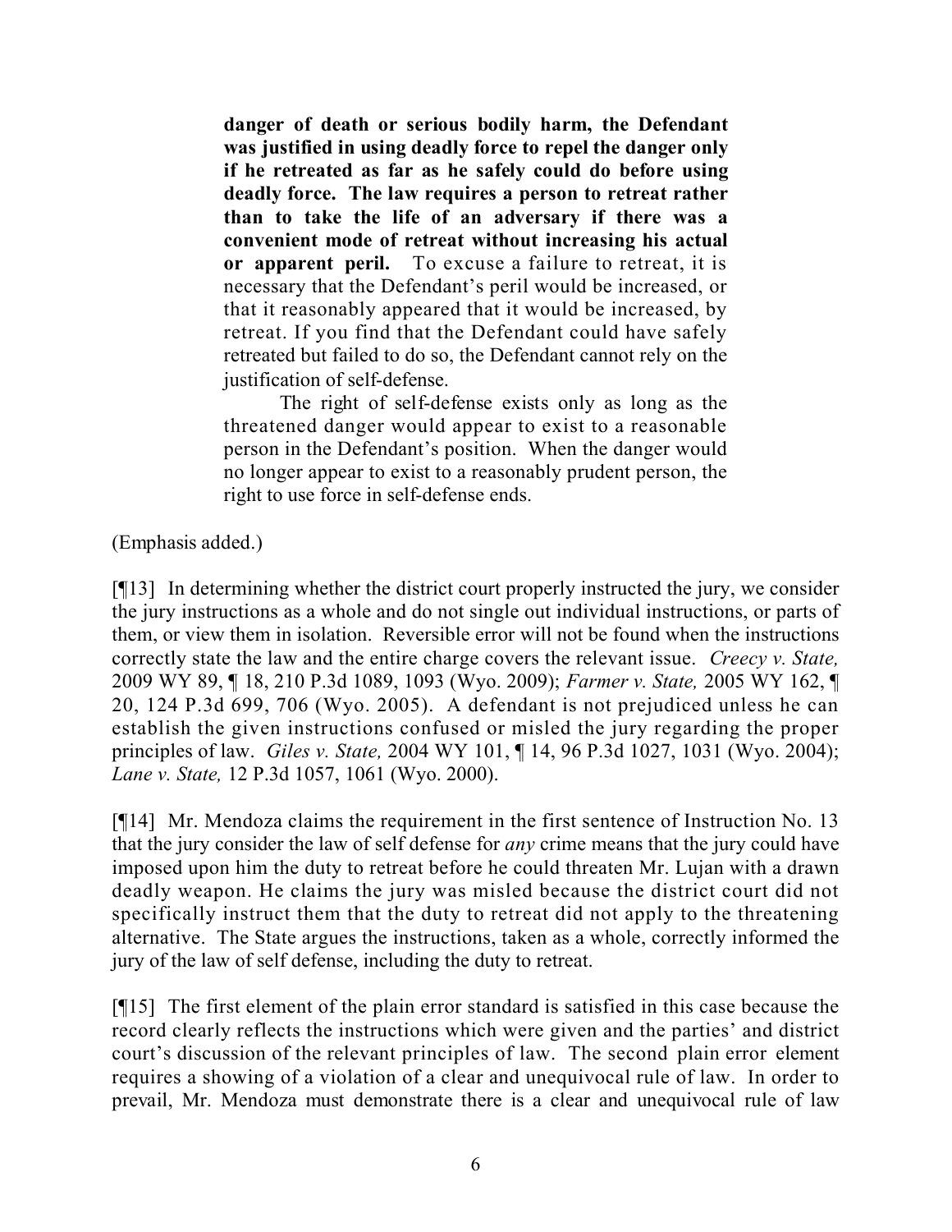> **danger of death or serious bodily harm, the Defendant was justified in using deadly force to repel the danger only if he retreated as far as he safely could do before using deadly force. The law requires a person to retreat rather than to take the life of an adversary if there was a convenient mode of retreat without increasing his actual or apparent peril.** To excuse a failure to retreat, it is necessary that the Defendant's peril would be increased, or that it reasonably appeared that it would be increased, by retreat. If you find that the Defendant could have safely retreated but failed to do so, the Defendant cannot rely on the justification of self-defense.
>
> The right of self-defense exists only as long as the threatened danger would appear to exist to a reasonable person in the Defendant's position. When the danger would no longer appear to exist to a reasonably prudent person, the right to use force in self-defense ends.

(Emphasis added.)

[¶13] In determining whether the district court properly instructed the jury, we consider the jury instructions as a whole and do not single out individual instructions, or parts of them, or view them in isolation. Reversible error will not be found when the instructions correctly state the law and the entire charge covers the relevant issue. *Creecy v. State,* 2009 WY 89, ¶ 18, 210 P.3d 1089, 1093 (Wyo. 2009); *Farmer v. State,* 2005 WY 162, ¶ 20, 124 P.3d 699, 706 (Wyo. 2005). A defendant is not prejudiced unless he can establish the given instructions confused or misled the jury regarding the proper principles of law. *Giles v. State,* 2004 WY 101, ¶ 14, 96 P.3d 1027, 1031 (Wyo. 2004); *Lane v. State,* 12 P.3d 1057, 1061 (Wyo. 2000).

[¶14] Mr. Mendoza claims the requirement in the first sentence of Instruction No. 13 that the jury consider the law of self defense for *any* crime means that the jury could have imposed upon him the duty to retreat before he could threaten Mr. Lujan with a drawn deadly weapon. He claims the jury was misled because the district court did not specifically instruct them that the duty to retreat did not apply to the threatening alternative. The State argues the instructions, taken as a whole, correctly informed the jury of the law of self defense, including the duty to retreat.

[¶15] The first element of the plain error standard is satisfied in this case because the record clearly reflects the instructions which were given and the parties' and district court's discussion of the relevant principles of law. The second plain error element requires a showing of a violation of a clear and unequivocal rule of law. In order to prevail, Mr. Mendoza must demonstrate there is a clear and unequivocal rule of law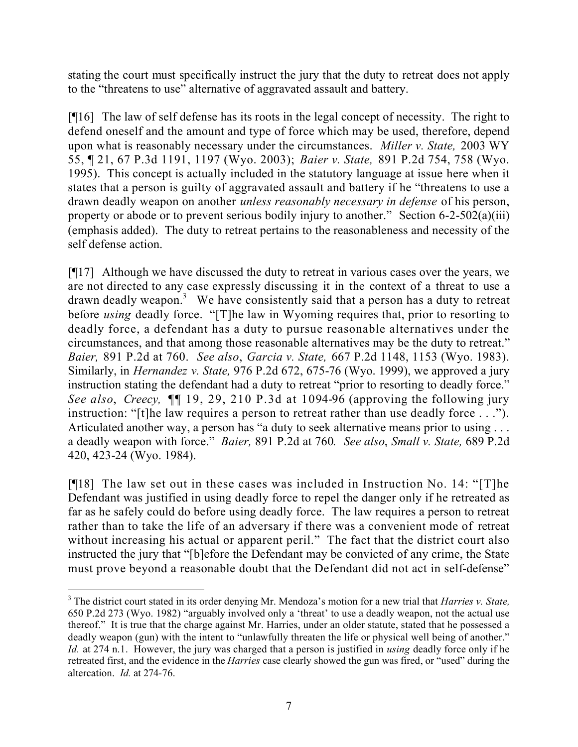stating the court must specifically instruct the jury that the duty to retreat does not apply to the "threatens to use" alternative of aggravated assault and battery.

[¶16] The law of self defense has its roots in the legal concept of necessity. The right to defend oneself and the amount and type of force which may be used, therefore, depend upon what is reasonably necessary under the circumstances. *Miller v. State,* 2003 WY 55, ¶ 21, 67 P.3d 1191, 1197 (Wyo. 2003); *Baier v. State,* 891 P.2d 754, 758 (Wyo. 1995). This concept is actually included in the statutory language at issue here when it states that a person is guilty of aggravated assault and battery if he "threatens to use a drawn deadly weapon on another *unless reasonably necessary in defense* of his person, property or abode or to prevent serious bodily injury to another." Section 6-2-502(a)(iii) (emphasis added). The duty to retreat pertains to the reasonableness and necessity of the self defense action.

[¶17] Although we have discussed the duty to retreat in various cases over the years, we are not directed to any case expressly discussing it in the context of a threat to use a drawn deadly weapon.[3] We have consistently said that a person has a duty to retreat before *using* deadly force. "[T]he law in Wyoming requires that, prior to resorting to deadly force, a defendant has a duty to pursue reasonable alternatives under the circumstances, and that among those reasonable alternatives may be the duty to retreat." *Baier,* 891 P.2d at 760. *See also*, *Garcia v. State,* 667 P.2d 1148, 1153 (Wyo. 1983). Similarly, in *Hernandez v. State,* 976 P.2d 672, 675-76 (Wyo. 1999), we approved a jury instruction stating the defendant had a duty to retreat "prior to resorting to deadly force." *See also*, *Creecy,* ¶¶ 19, 29, 210 P.3d at 1094-96 (approving the following jury instruction: "[t]he law requires a person to retreat rather than use deadly force . . ."). Articulated another way, a person has "a duty to seek alternative means prior to using . . . a deadly weapon with force." *Baier,* 891 P.2d at 760*. See also*, *Small v. State,* 689 P.2d 420, 423-24 (Wyo. 1984).

[¶18] The law set out in these cases was included in Instruction No. 14: "[T]he Defendant was justified in using deadly force to repel the danger only if he retreated as far as he safely could do before using deadly force. The law requires a person to retreat rather than to take the life of an adversary if there was a convenient mode of retreat without increasing his actual or apparent peril." The fact that the district court also instructed the jury that "[b]efore the Defendant may be convicted of any crime, the State must prove beyond a reasonable doubt that the Defendant did not act in self-defense"

[3] The district court stated in its order denying Mr. Mendoza's motion for a new trial that *Harries v. State,* 650 P.2d 273 (Wyo. 1982) "arguably involved only a 'threat' to use a deadly weapon, not the actual use thereof." It is true that the charge against Mr. Harries, under an older statute, stated that he possessed a deadly weapon (gun) with the intent to "unlawfully threaten the life or physical well being of another." *Id.* at 274 n.1. However, the jury was charged that a person is justified in *using* deadly force only if he retreated first, and the evidence in the *Harries* case clearly showed the gun was fired, or "used" during the altercation. *Id.* at 274-76.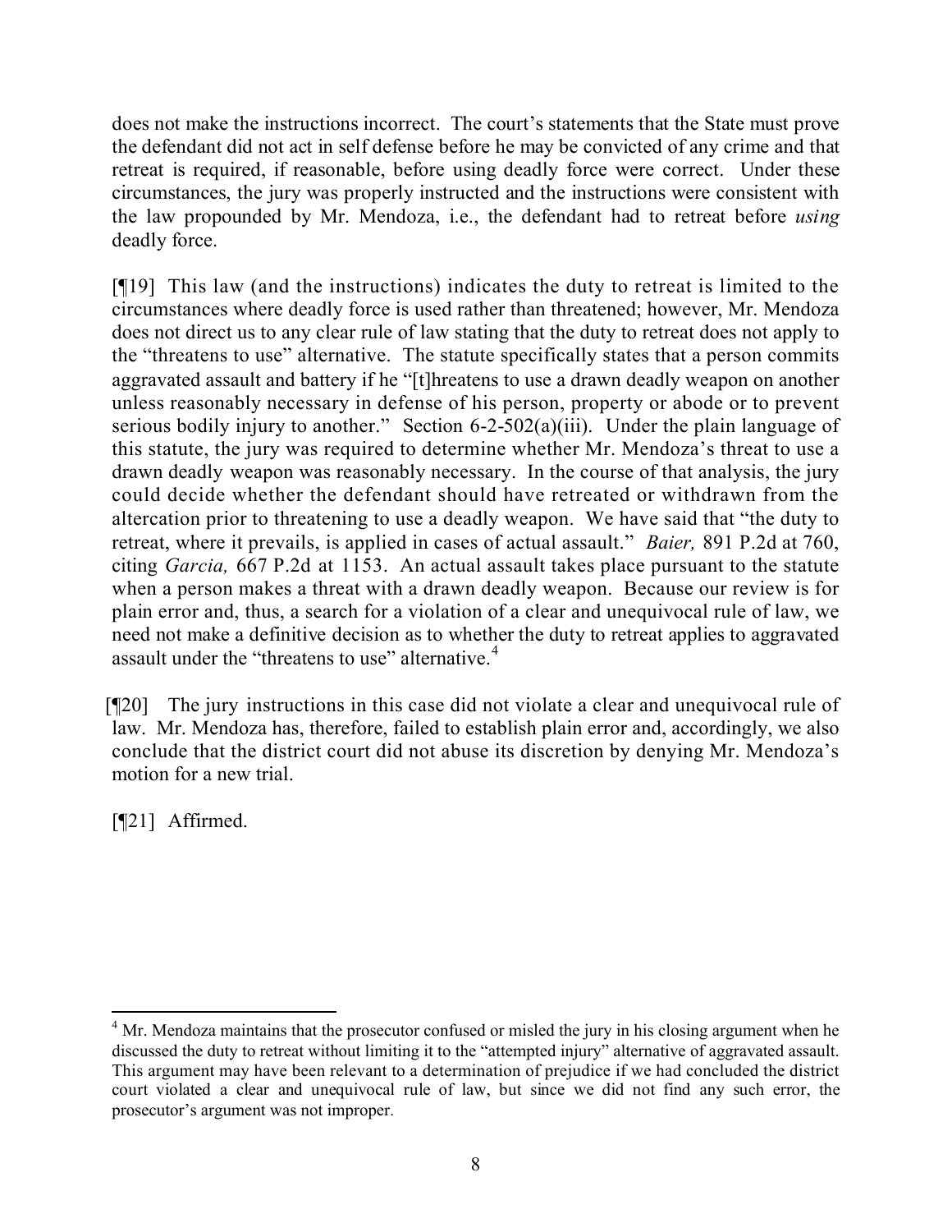does not make the instructions incorrect. The court's statements that the State must prove the defendant did not act in self defense before he may be convicted of any crime and that retreat is required, if reasonable, before using deadly force were correct. Under these circumstances, the jury was properly instructed and the instructions were consistent with the law propounded by Mr. Mendoza, i.e., the defendant had to retreat before *using* deadly force.

[¶19] This law (and the instructions) indicates the duty to retreat is limited to the circumstances where deadly force is used rather than threatened; however, Mr. Mendoza does not direct us to any clear rule of law stating that the duty to retreat does not apply to the "threatens to use" alternative. The statute specifically states that a person commits aggravated assault and battery if he "[t]hreatens to use a drawn deadly weapon on another unless reasonably necessary in defense of his person, property or abode or to prevent serious bodily injury to another." Section 6-2-502(a)(iii). Under the plain language of this statute, the jury was required to determine whether Mr. Mendoza's threat to use a drawn deadly weapon was reasonably necessary. In the course of that analysis, the jury could decide whether the defendant should have retreated or withdrawn from the altercation prior to threatening to use a deadly weapon. We have said that "the duty to retreat, where it prevails, is applied in cases of actual assault." *Baier,* 891 P.2d at 760, citing *Garcia,* 667 P.2d at 1153. An actual assault takes place pursuant to the statute when a person makes a threat with a drawn deadly weapon. Because our review is for plain error and, thus, a search for a violation of a clear and unequivocal rule of law, we need not make a definitive decision as to whether the duty to retreat applies to aggravated assault under the "threatens to use" alternative.[4]

[¶20] The jury instructions in this case did not violate a clear and unequivocal rule of law. Mr. Mendoza has, therefore, failed to establish plain error and, accordingly, we also conclude that the district court did not abuse its discretion by denying Mr. Mendoza's motion for a new trial.

[¶21] Affirmed.

---

[4] Mr. Mendoza maintains that the prosecutor confused or misled the jury in his closing argument when he discussed the duty to retreat without limiting it to the "attempted injury" alternative of aggravated assault. This argument may have been relevant to a determination of prejudice if we had concluded the district court violated a clear and unequivocal rule of law, but since we did not find any such error, the prosecutor's argument was not improper.